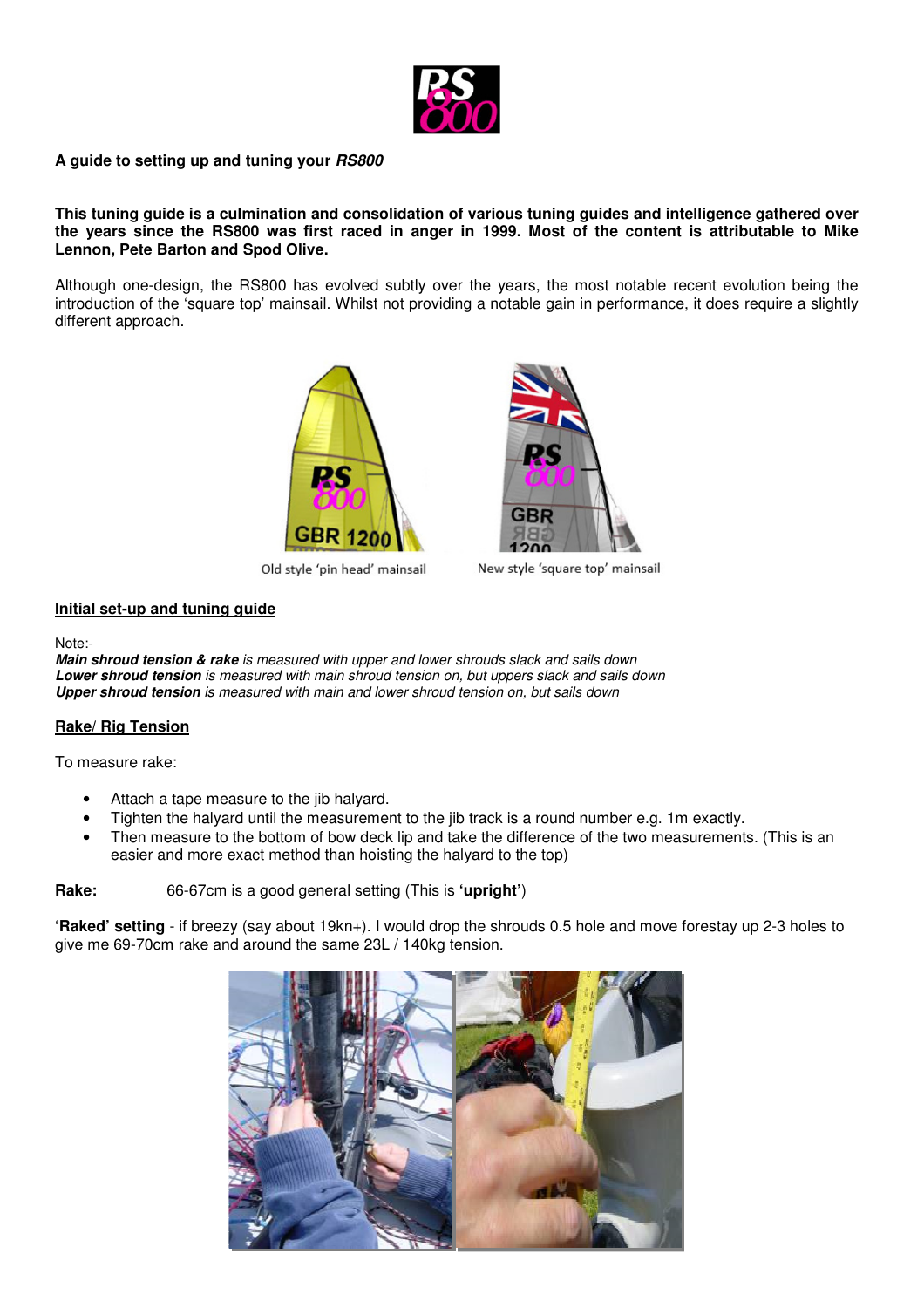A guide to setting up and tuning your ***RS800***

**This tuning guide is a culmination and consolidation of various tuning guides and intelligence gathered over the years since the RS800 was first raced in anger in 1999. Most of the content is attributable to Mike Lennon, Pete Barton and Spod Olive.**

Although one-design, the RS800 has evolved subtly over the years, the most notable recent evolution being the introduction of the 'square top' mainsail. Whilst not providing a notable gain in performance, it does require a slightly different approach.

Old style 'pin head' mainsail

New style 'square top' mainsail

## Initial set-up and tuning guide

Note:-
***Main shroud tension & rake*** *is measured with upper and lower shrouds slack and sails down*
***Lower shroud tension*** *is measured with main shroud tension on, but uppers slack and sails down*
***Upper shroud tension*** *is measured with main and lower shroud tension on, but sails down*

## Rake/ Rig Tension

To measure rake:

- Attach a tape measure to the jib halyard.
- Tighten the halyard until the measurement to the jib track is a round number e.g. 1m exactly.
- Then measure to the bottom of bow deck lip and take the difference of the two measurements. (This is an easier and more exact method than hoisting the halyard to the top)

**Rake:** 66-67cm is a good general setting (This is **'upright'**)

**'Raked' setting** - if breezy (say about 19kn+). I would drop the shrouds 0.5 hole and move forestay up 2-3 holes to give me 69-70cm rake and around the same 23L / 140kg tension.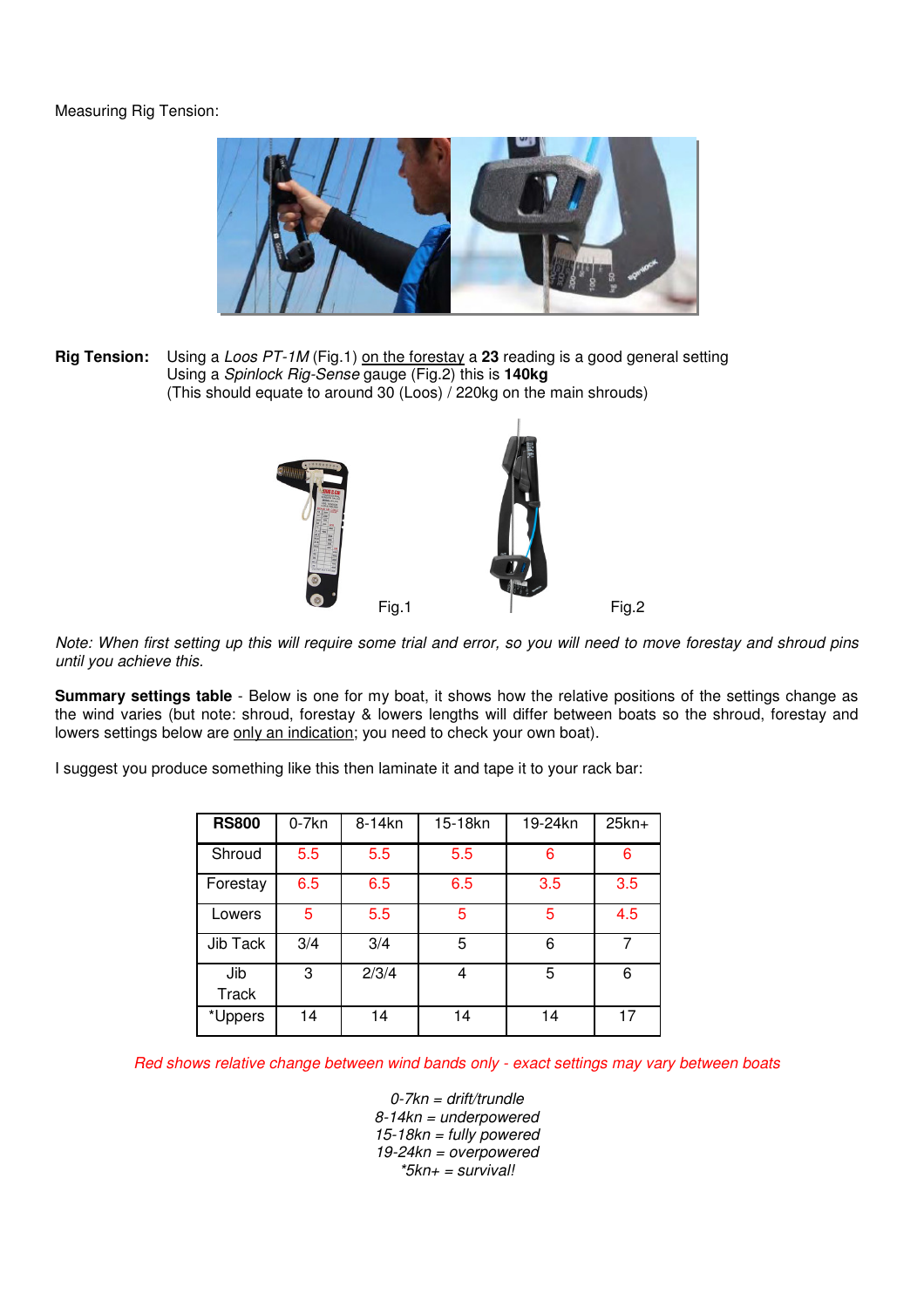Measuring Rig Tension:

**Rig Tension:** Using a *Loos PT-1M* (Fig.1) <u>on the forestay</u> a **23** reading is a good general setting
Using a *Spinlock Rig-Sense* gauge (Fig.2) this is **140kg**
(This should equate to around 30 (Loos) / 220kg on the main shrouds)

Fig.1

Fig.2

*Note: When first setting up this will require some trial and error, so you will need to move forestay and shroud pins until you achieve this.*

**Summary settings table** - Below is one for my boat, it shows how the relative positions of the settings change as the wind varies (but note: shroud, forestay & lowers lengths will differ between boats so the shroud, forestay and lowers settings below are <u>only an indication</u>; you need to check your own boat).

I suggest you produce something like this then laminate it and tape it to your rack bar:

| **RS800** | 0-7kn | 8-14kn | 15-18kn | 19-24kn | 25kn+ |
|---|---|---|---|---|---|
| Shroud | 5.5 | 5.5 | 5.5 | 6 | 6 |
| Forestay | 6.5 | 6.5 | 6.5 | 3.5 | 3.5 |
| Lowers | 5 | 5.5 | 5 | 5 | 4.5 |
| Jib Tack | 3/4 | 3/4 | 5 | 6 | 7 |
| Jib Track | 3 | 2/3/4 | 4 | 5 | 6 |
| *Uppers | 14 | 14 | 14 | 14 | 17 |

*Red shows relative change between wind bands only - exact settings may vary between boats*

*0-7kn = drift/trundle*
*8-14kn = underpowered*
*15-18kn = fully powered*
*19-24kn = overpowered*
**5kn+ = survival!*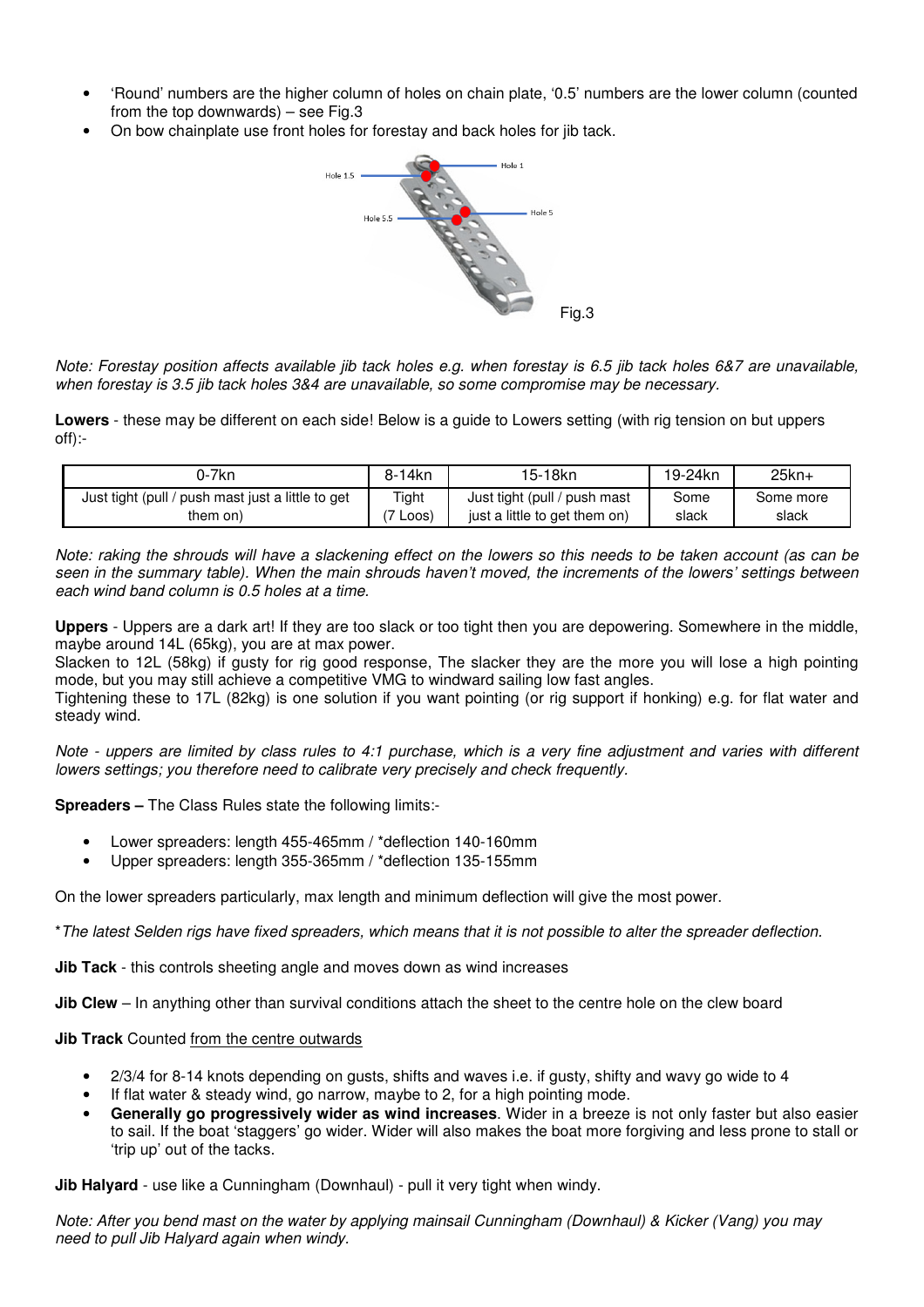- 'Round' numbers are the higher column of holes on chain plate, '0.5' numbers are the lower column (counted from the top downwards) – see Fig.3
- On bow chainplate use front holes for forestay and back holes for jib tack.

Fig.3

*Note: Forestay position affects available jib tack holes e.g. when forestay is 6.5 jib tack holes 6&7 are unavailable, when forestay is 3.5 jib tack holes 3&4 are unavailable, so some compromise may be necessary.*

**Lowers** - these may be different on each side! Below is a guide to Lowers setting (with rig tension on but uppers off):-

| 0-7kn | 8-14kn | 15-18kn | 19-24kn | 25kn+ |
|---|---|---|---|---|
| Just tight (pull / push mast just a little to get them on) | Tight (7 Loos) | Just tight (pull / push mast just a little to get them on) | Some slack | Some more slack |

*Note: raking the shrouds will have a slackening effect on the lowers so this needs to be taken account (as can be seen in the summary table). When the main shrouds haven't moved, the increments of the lowers' settings between each wind band column is 0.5 holes at a time.*

**Uppers** - Uppers are a dark art! If they are too slack or too tight then you are depowering. Somewhere in the middle, maybe around 14L (65kg), you are at max power.
Slacken to 12L (58kg) if gusty for rig good response, The slacker they are the more you will lose a high pointing mode, but you may still achieve a competitive VMG to windward sailing low fast angles.
Tightening these to 17L (82kg) is one solution if you want pointing (or rig support if honking) e.g. for flat water and steady wind.

*Note - uppers are limited by class rules to 4:1 purchase, which is a very fine adjustment and varies with different lowers settings; you therefore need to calibrate very precisely and check frequently.*

**Spreaders –** The Class Rules state the following limits:-

- Lower spreaders: length 455-465mm / *deflection 140-160mm
- Upper spreaders: length 355-365mm / *deflection 135-155mm

On the lower spreaders particularly, max length and minimum deflection will give the most power.

**The latest Selden rigs have fixed spreaders, which means that it is not possible to alter the spreader deflection.*

**Jib Tack** - this controls sheeting angle and moves down as wind increases

**Jib Clew** – In anything other than survival conditions attach the sheet to the centre hole on the clew board

**Jib Track** Counted <u>from the centre outwards</u>

- 2/3/4 for 8-14 knots depending on gusts, shifts and waves i.e. if gusty, shifty and wavy go wide to 4
- If flat water & steady wind, go narrow, maybe to 2, for a high pointing mode.
- **Generally go progressively wider as wind increases**. Wider in a breeze is not only faster but also easier to sail. If the boat 'staggers' go wider. Wider will also makes the boat more forgiving and less prone to stall or 'trip up' out of the tacks.

**Jib Halyard** - use like a Cunningham (Downhaul) - pull it very tight when windy.

*Note: After you bend mast on the water by applying mainsail Cunningham (Downhaul) & Kicker (Vang) you may need to pull Jib Halyard again when windy.*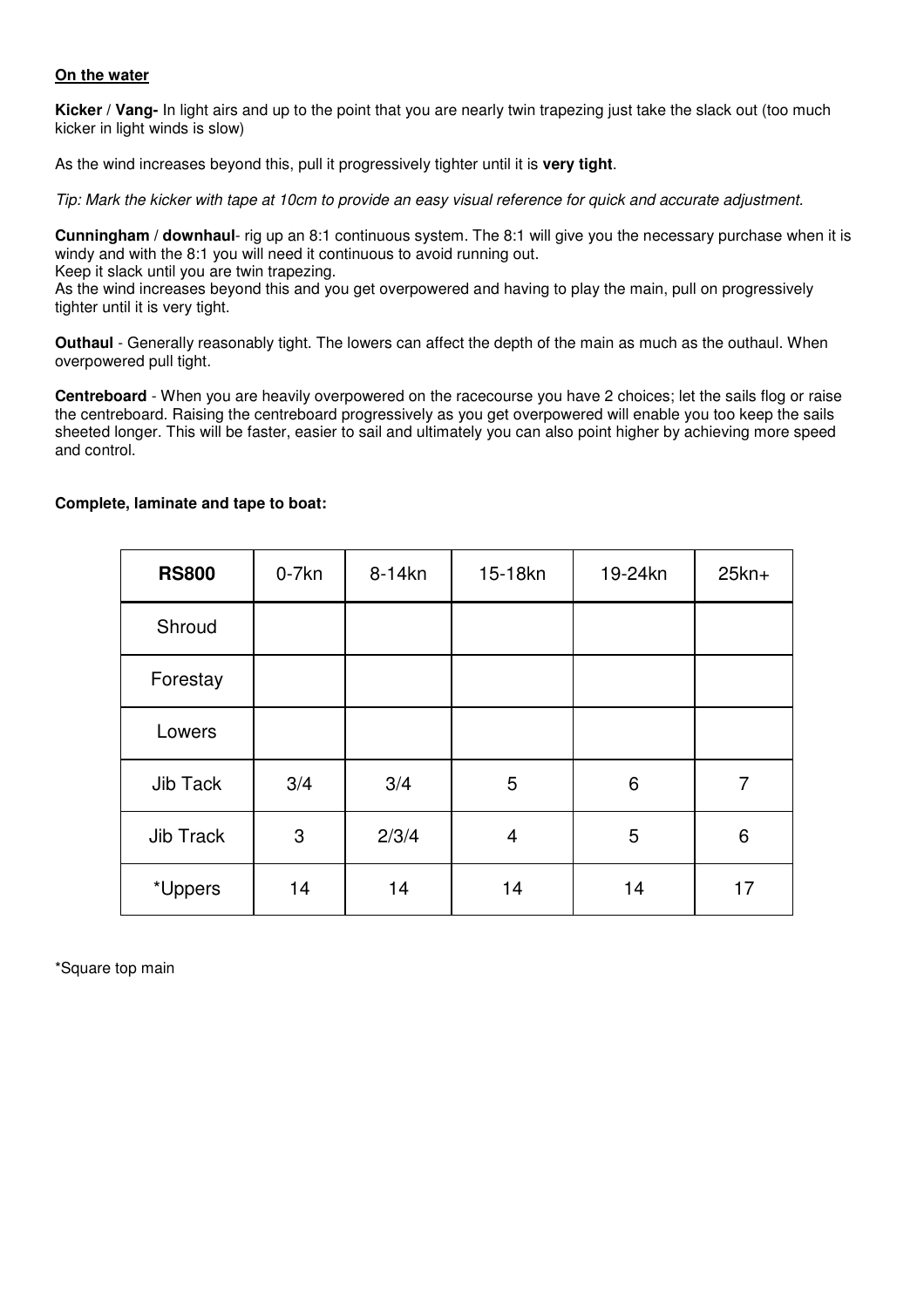**On the water**

**Kicker** / **Vang-** In light airs and up to the point that you are nearly twin trapezing just take the slack out (too much kicker in light winds is slow)

As the wind increases beyond this, pull it progressively tighter until it is **very tight**.

*Tip: Mark the kicker with tape at 10cm to provide an easy visual reference for quick and accurate adjustment.*

**Cunningham** / **downhaul**- rig up an 8:1 continuous system. The 8:1 will give you the necessary purchase when it is windy and with the 8:1 you will need it continuous to avoid running out.
Keep it slack until you are twin trapezing.
As the wind increases beyond this and you get overpowered and having to play the main, pull on progressively tighter until it is very tight.

**Outhaul** - Generally reasonably tight. The lowers can affect the depth of the main as much as the outhaul. When overpowered pull tight.

**Centreboard** - When you are heavily overpowered on the racecourse you have 2 choices; let the sails flog or raise the centreboard. Raising the centreboard progressively as you get overpowered will enable you too keep the sails sheeted longer. This will be faster, easier to sail and ultimately you can also point higher by achieving more speed and control.

**Complete, laminate and tape to boat:**

| **RS800** | 0-7kn | 8-14kn | 15-18kn | 19-24kn | 25kn+ |
|---|---|---|---|---|---|
| Shroud | | | | | |
| Forestay | | | | | |
| Lowers | | | | | |
| Jib Tack | 3/4 | 3/4 | 5 | 6 | 7 |
| Jib Track | 3 | 2/3/4 | 4 | 5 | 6 |
| *Uppers | 14 | 14 | 14 | 14 | 17 |

*Square top main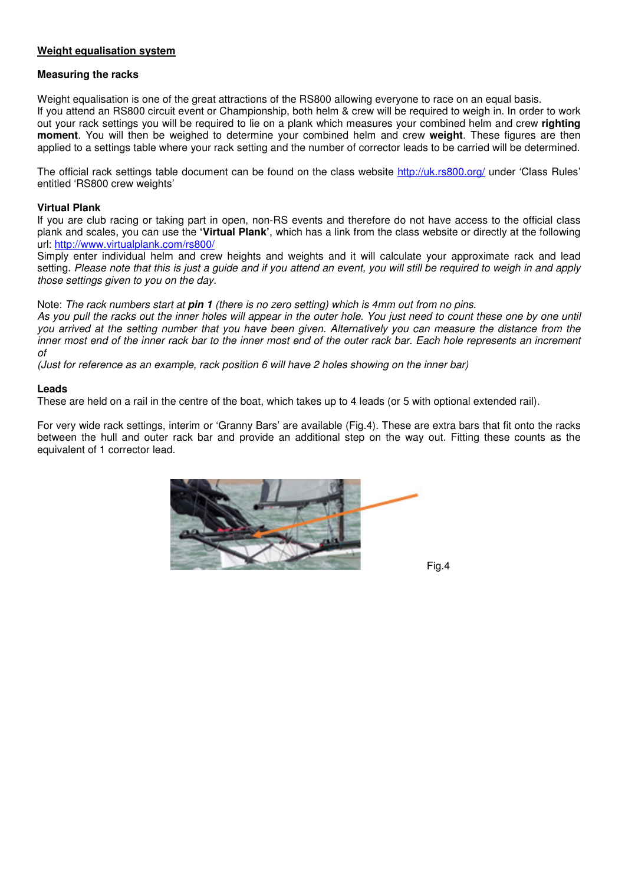## Weight equalisation system

### Measuring the racks

Weight equalisation is one of the great attractions of the RS800 allowing everyone to race on an equal basis.
If you attend an RS800 circuit event or Championship, both helm & crew will be required to weigh in. In order to work out your rack settings you will be required to lie on a plank which measures your combined helm and crew **righting moment**. You will then be weighed to determine your combined helm and crew **weight**. These figures are then applied to a settings table where your rack setting and the number of corrector leads to be carried will be determined.

The official rack settings table document can be found on the class website http://uk.rs800.org/ under 'Class Rules' entitled 'RS800 crew weights'

### Virtual Plank

If you are club racing or taking part in open, non-RS events and therefore do not have access to the official class plank and scales, you can use the **'Virtual Plank'**, which has a link from the class website or directly at the following url: http://www.virtualplank.com/rs800/
Simply enter individual helm and crew heights and weights and it will calculate your approximate rack and lead setting. *Please note that this is just a guide and if you attend an event, you will still be required to weigh in and apply those settings given to you on the day.*

Note: *The rack numbers start at **pin 1** (there is no zero setting) which is 4mm out from no pins.*
*As you pull the racks out the inner holes will appear in the outer hole. You just need to count these one by one until you arrived at the setting number that you have been given. Alternatively you can measure the distance from the inner most end of the inner rack bar to the inner most end of the outer rack bar. Each hole represents an increment of*
*(Just for reference as an example, rack position 6 will have 2 holes showing on the inner bar)*

### Leads

These are held on a rail in the centre of the boat, which takes up to 4 leads (or 5 with optional extended rail).

For very wide rack settings, interim or 'Granny Bars' are available (Fig.4). These are extra bars that fit onto the racks between the hull and outer rack bar and provide an additional step on the way out. Fitting these counts as the equivalent of 1 corrector lead.

Fig.4